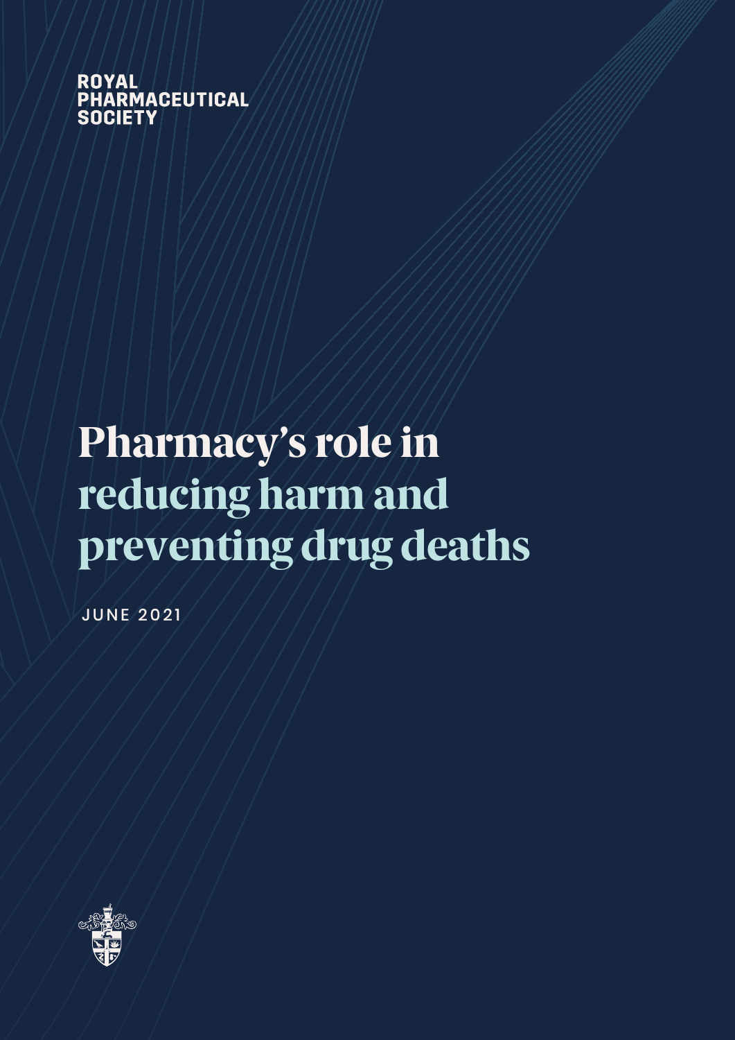ROYAL PHARMACEUTICAL SOCIETY

# Pharmacy's role in reducing harm and preventing drug deaths

JUNE 2021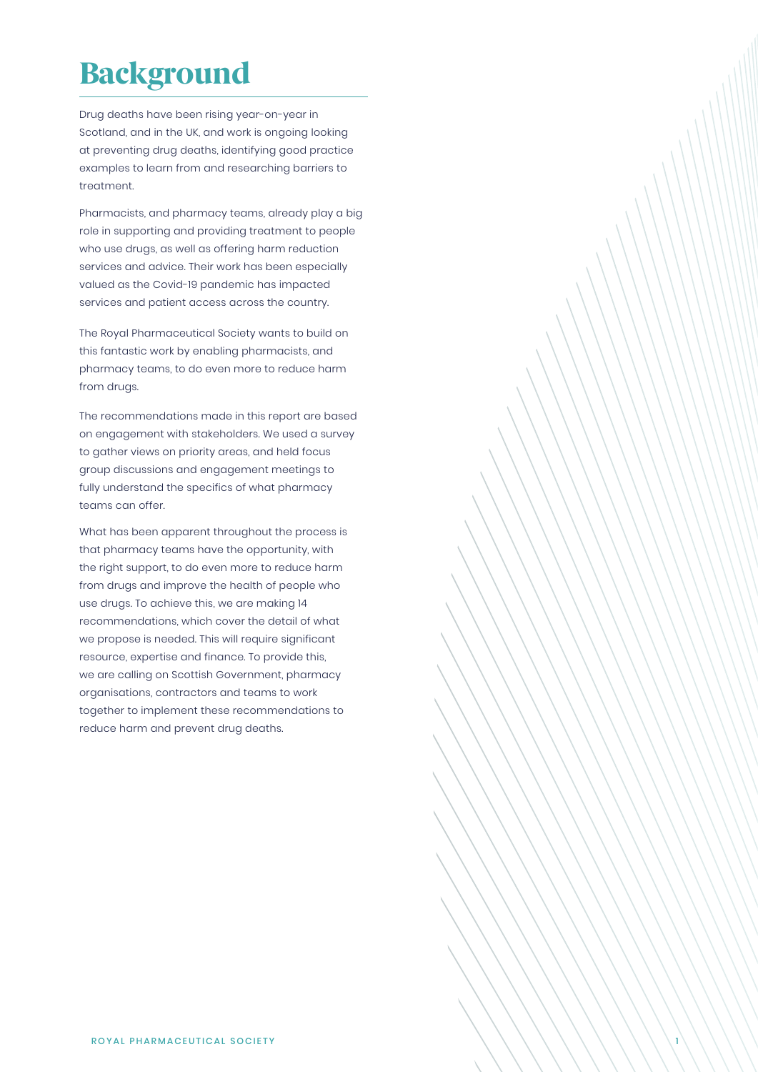# Background

Drug deaths have been rising year-on-year in Scotland, and in the UK, and work is ongoing looking at preventing drug deaths, identifying good practice examples to learn from and researching barriers to treatment.

Pharmacists, and pharmacy teams, already play a big role in supporting and providing treatment to people who use drugs, as well as offering harm reduction services and advice. Their work has been especially valued as the Covid-19 pandemic has impacted services and patient access across the country.

The Royal Pharmaceutical Society wants to build on this fantastic work by enabling pharmacists, and pharmacy teams, to do even more to reduce harm from drugs.

The recommendations made in this report are based on engagement with stakeholders. We used a survey to gather views on priority areas, and held focus group discussions and engagement meetings to fully understand the specifics of what pharmacy teams can offer.

What has been apparent throughout the process is that pharmacy teams have the opportunity, with the right support, to do even more to reduce harm from drugs and improve the health of people who use drugs. To achieve this, we are making 14 recommendations, which cover the detail of what we propose is needed. This will require significant resource, expertise and finance. To provide this, we are calling on Scottish Government, pharmacy organisations, contractors and teams to work together to implement these recommendations to reduce harm and prevent drug deaths.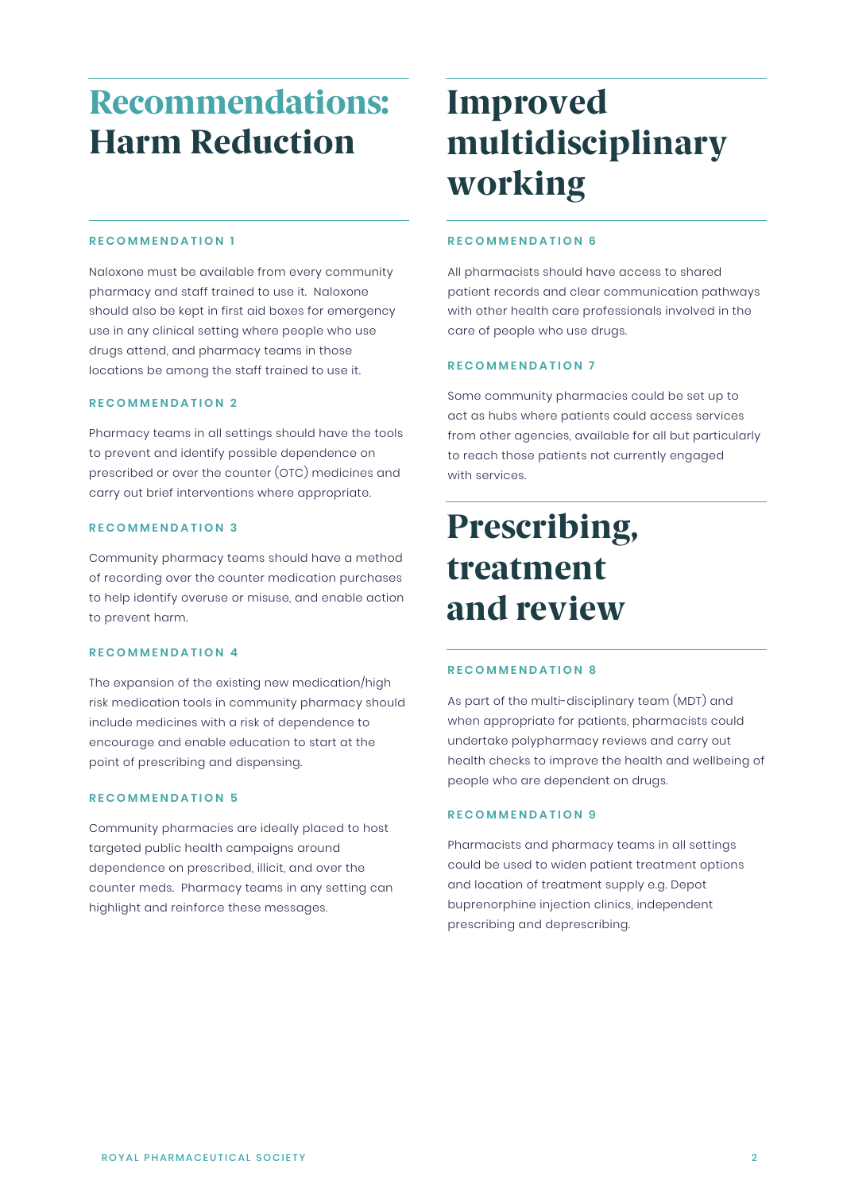# Recommendations: Harm Reduction

### RECOMMENDATION 1

Naloxone must be available from every community pharmacy and staff trained to use it. Naloxone should also be kept in first aid boxes for emergency use in any clinical setting where people who use drugs attend, and pharmacy teams in those locations be among the staff trained to use it.

### RECOMMENDATION 2

Pharmacy teams in all settings should have the tools to prevent and identify possible dependence on prescribed or over the counter (OTC) medicines and carry out brief interventions where appropriate.

### RECOMMENDATION 3

Community pharmacy teams should have a method of recording over the counter medication purchases to help identify overuse or misuse, and enable action to prevent harm.

### RECOMMENDATION 4

The expansion of the existing new medication/high risk medication tools in community pharmacy should include medicines with a risk of dependence to encourage and enable education to start at the point of prescribing and dispensing.

### RECOMMENDATION 5

Community pharmacies are ideally placed to host targeted public health campaigns around dependence on prescribed, illicit, and over the counter meds. Pharmacy teams in any setting can highlight and reinforce these messages.

# Improved multidisciplinary working

### RECOMMENDATION 6

All pharmacists should have access to shared patient records and clear communication pathways with other health care professionals involved in the care of people who use drugs.

### RECOMMENDATION 7

Some community pharmacies could be set up to act as hubs where patients could access services from other agencies, available for all but particularly to reach those patients not currently engaged with services.

# Prescribing, treatment and review

### RECOMMENDATION 8

As part of the multi-disciplinary team (MDT) and when appropriate for patients, pharmacists could undertake polypharmacy reviews and carry out health checks to improve the health and wellbeing of people who are dependent on drugs.

### RECOMMENDATION 9

Pharmacists and pharmacy teams in all settings could be used to widen patient treatment options and location of treatment supply e.g. Depot buprenorphine injection clinics, independent prescribing and deprescribing.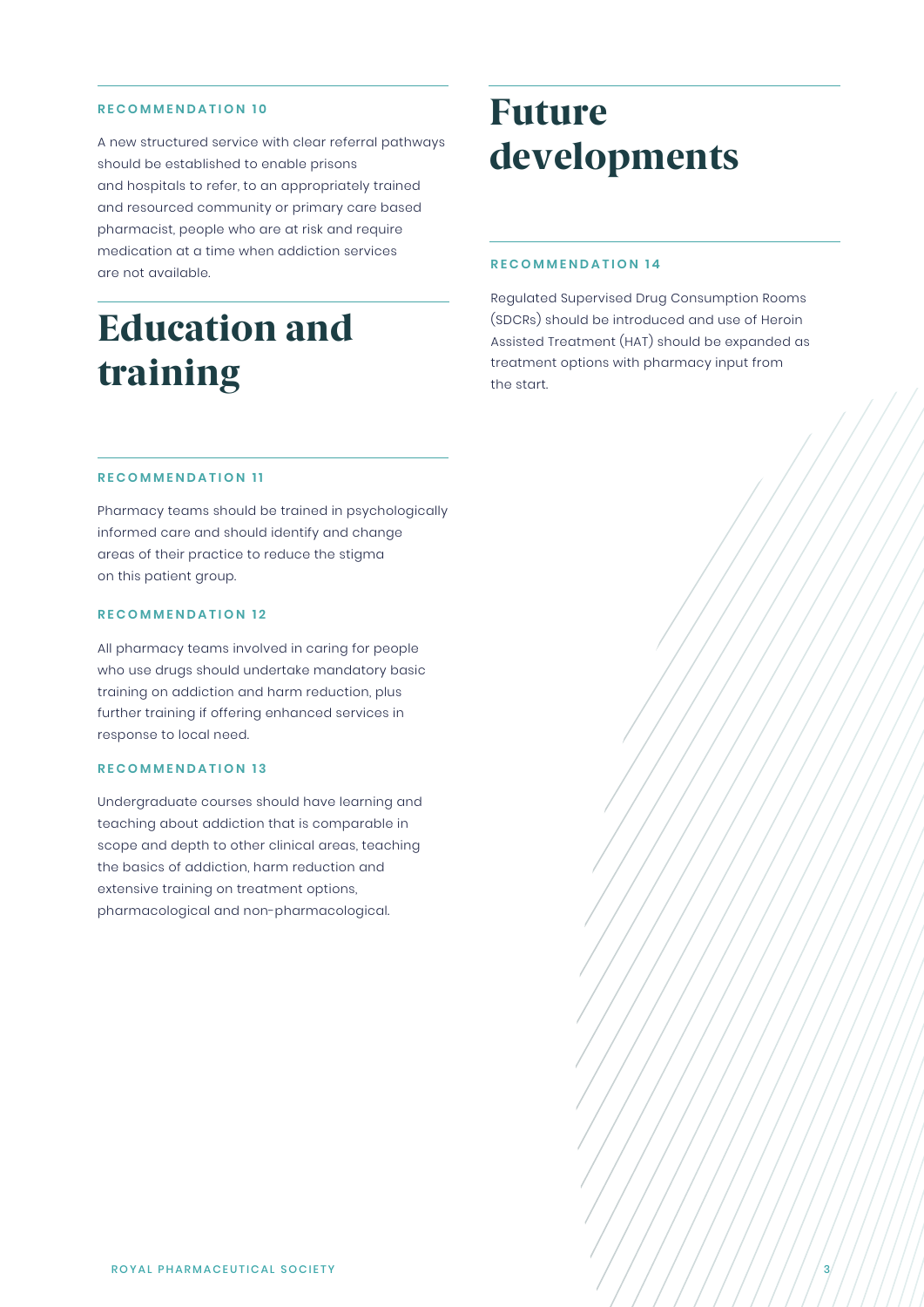#### RECOMMENDATION 10

A new structured service with clear referral pathways should be established to enable prisons and hospitals to refer, to an appropriately trained and resourced community or primary care based pharmacist, people who are at risk and require medication at a time when addiction services are not available.

# Education and training

#### RECOMMENDATION 11

Pharmacy teams should be trained in psychologically informed care and should identify and change areas of their practice to reduce the stigma on this patient group.

#### RECOMMENDATION 12

All pharmacy teams involved in caring for people who use drugs should undertake mandatory basic training on addiction and harm reduction, plus further training if offering enhanced services in response to local need.

#### RECOMMENDATION 13

Undergraduate courses should have learning and teaching about addiction that is comparable in scope and depth to other clinical areas, teaching the basics of addiction, harm reduction and extensive training on treatment options, pharmacological and non-pharmacological.

# Future developments

#### RECOMMENDATION 14

Regulated Supervised Drug Consumption Rooms (SDCRs) should be introduced and use of Heroin Assisted Treatment (HAT) should be expanded as treatment options with pharmacy input from the start.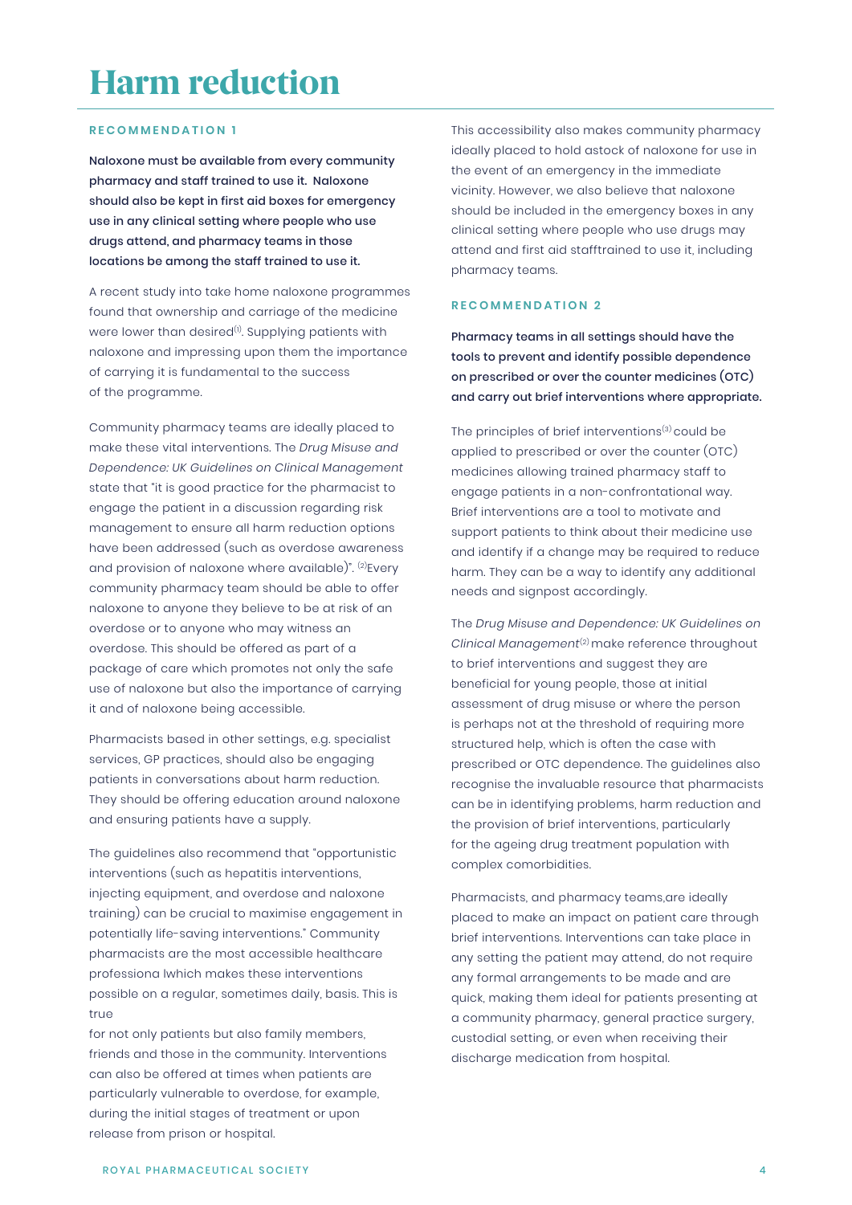# Harm reduction

**RECOMMENDATION 1**

**Naloxone must be available from every community pharmacy and staff trained to use it. Naloxone should also be kept in first aid boxes for emergency use in any clinical setting where people who use drugs attend, and pharmacy teams in those locations be among the staff trained to use it.**

A recent study into take home naloxone programmes found that ownership and carriage of the medicine were lower than desired[1]. Supplying patients with naloxone and impressing upon them the importance of carrying it is fundamental to the success of the programme.

Community pharmacy teams are ideally placed to make these vital interventions. The *Drug Misuse and Dependence: UK Guidelines on Clinical Management* state that "it is good practice for the pharmacist to engage the patient in a discussion regarding risk management to ensure all harm reduction options have been addressed (such as overdose awareness and provision of naloxone where available)". [2]Every community pharmacy team should be able to offer naloxone to anyone they believe to be at risk of an overdose or to anyone who may witness an overdose. This should be offered as part of a package of care which promotes not only the safe use of naloxone but also the importance of carrying it and of naloxone being accessible.

Pharmacists based in other settings, e.g. specialist services, GP practices, should also be engaging patients in conversations about harm reduction. They should be offering education around naloxone and ensuring patients have a supply.

The guidelines also recommend that "opportunistic interventions (such as hepatitis interventions, injecting equipment, and overdose and naloxone training) can be crucial to maximise engagement in potentially life-saving interventions." Community pharmacists are the most accessible healthcare professiona lwhich makes these interventions possible on a regular, sometimes daily, basis. This is true for not only patients but also family members, friends and those in the community. Interventions can also be offered at times when patients are particularly vulnerable to overdose, for example, during the initial stages of treatment or upon release from prison or hospital.

This accessibility also makes community pharmacy ideally placed to hold astock of naloxone for use in the event of an emergency in the immediate vicinity. However, we also believe that naloxone should be included in the emergency boxes in any clinical setting where people who use drugs may attend and first aid stafftrained to use it, including pharmacy teams.

**RECOMMENDATION 2**

**Pharmacy teams in all settings should have the tools to prevent and identify possible dependence on prescribed or over the counter medicines (OTC) and carry out brief interventions where appropriate.**

The principles of brief interventions[3] could be applied to prescribed or over the counter (OTC) medicines allowing trained pharmacy staff to engage patients in a non-confrontational way. Brief interventions are a tool to motivate and support patients to think about their medicine use and identify if a change may be required to reduce harm. They can be a way to identify any additional needs and signpost accordingly.

The *Drug Misuse and Dependence: UK Guidelines on Clinical Management*[2] make reference throughout to brief interventions and suggest they are beneficial for young people, those at initial assessment of drug misuse or where the person is perhaps not at the threshold of requiring more structured help, which is often the case with prescribed or OTC dependence. The guidelines also recognise the invaluable resource that pharmacists can be in identifying problems, harm reduction and the provision of brief interventions, particularly for the ageing drug treatment population with complex comorbidities.

Pharmacists, and pharmacy teams,are ideally placed to make an impact on patient care through brief interventions. Interventions can take place in any setting the patient may attend, do not require any formal arrangements to be made and are quick, making them ideal for patients presenting at a community pharmacy, general practice surgery, custodial setting, or even when receiving their discharge medication from hospital.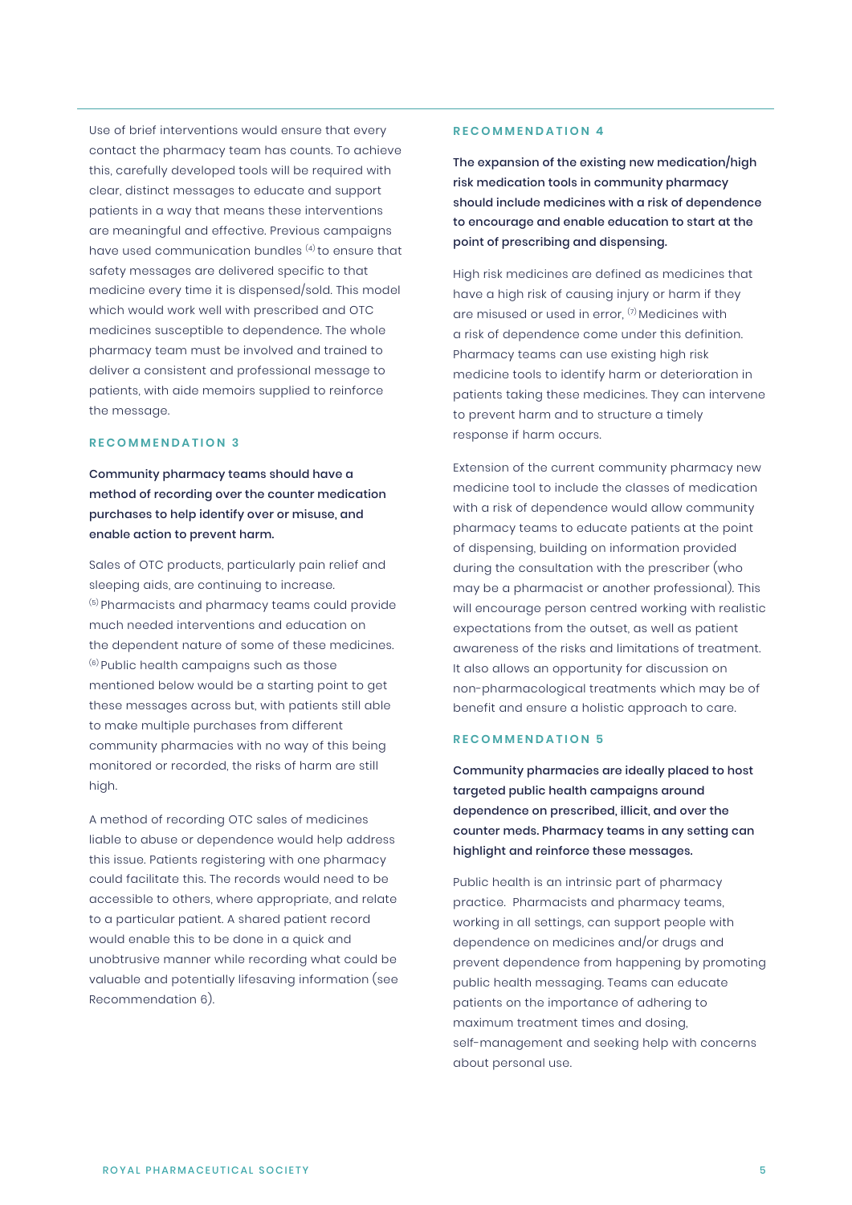Use of brief interventions would ensure that every contact the pharmacy team has counts. To achieve this, carefully developed tools will be required with clear, distinct messages to educate and support patients in a way that means these interventions are meaningful and effective. Previous campaigns have used communication bundles [4] to ensure that safety messages are delivered specific to that medicine every time it is dispensed/sold. This model which would work well with prescribed and OTC medicines susceptible to dependence. The whole pharmacy team must be involved and trained to deliver a consistent and professional message to patients, with aide memoirs supplied to reinforce the message.

### RECOMMENDATION 3

**Community pharmacy teams should have a method of recording over the counter medication purchases to help identify over or misuse, and enable action to prevent harm.**

Sales of OTC products, particularly pain relief and sleeping aids, are continuing to increase. [5] Pharmacists and pharmacy teams could provide much needed interventions and education on the dependent nature of some of these medicines. [6] Public health campaigns such as those mentioned below would be a starting point to get these messages across but, with patients still able to make multiple purchases from different community pharmacies with no way of this being monitored or recorded, the risks of harm are still high.

A method of recording OTC sales of medicines liable to abuse or dependence would help address this issue. Patients registering with one pharmacy could facilitate this. The records would need to be accessible to others, where appropriate, and relate to a particular patient. A shared patient record would enable this to be done in a quick and unobtrusive manner while recording what could be valuable and potentially lifesaving information (see Recommendation 6).

### RECOMMENDATION 4

**The expansion of the existing new medication/high risk medication tools in community pharmacy should include medicines with a risk of dependence to encourage and enable education to start at the point of prescribing and dispensing.**

High risk medicines are defined as medicines that have a high risk of causing injury or harm if they are misused or used in error, [7] Medicines with a risk of dependence come under this definition. Pharmacy teams can use existing high risk medicine tools to identify harm or deterioration in patients taking these medicines. They can intervene to prevent harm and to structure a timely response if harm occurs.

Extension of the current community pharmacy new medicine tool to include the classes of medication with a risk of dependence would allow community pharmacy teams to educate patients at the point of dispensing, building on information provided during the consultation with the prescriber (who may be a pharmacist or another professional). This will encourage person centred working with realistic expectations from the outset, as well as patient awareness of the risks and limitations of treatment. It also allows an opportunity for discussion on non-pharmacological treatments which may be of benefit and ensure a holistic approach to care.

### RECOMMENDATION 5

**Community pharmacies are ideally placed to host targeted public health campaigns around dependence on prescribed, illicit, and over the counter meds. Pharmacy teams in any setting can highlight and reinforce these messages.**

Public health is an intrinsic part of pharmacy practice. Pharmacists and pharmacy teams, working in all settings, can support people with dependence on medicines and/or drugs and prevent dependence from happening by promoting public health messaging. Teams can educate patients on the importance of adhering to maximum treatment times and dosing, self-management and seeking help with concerns about personal use.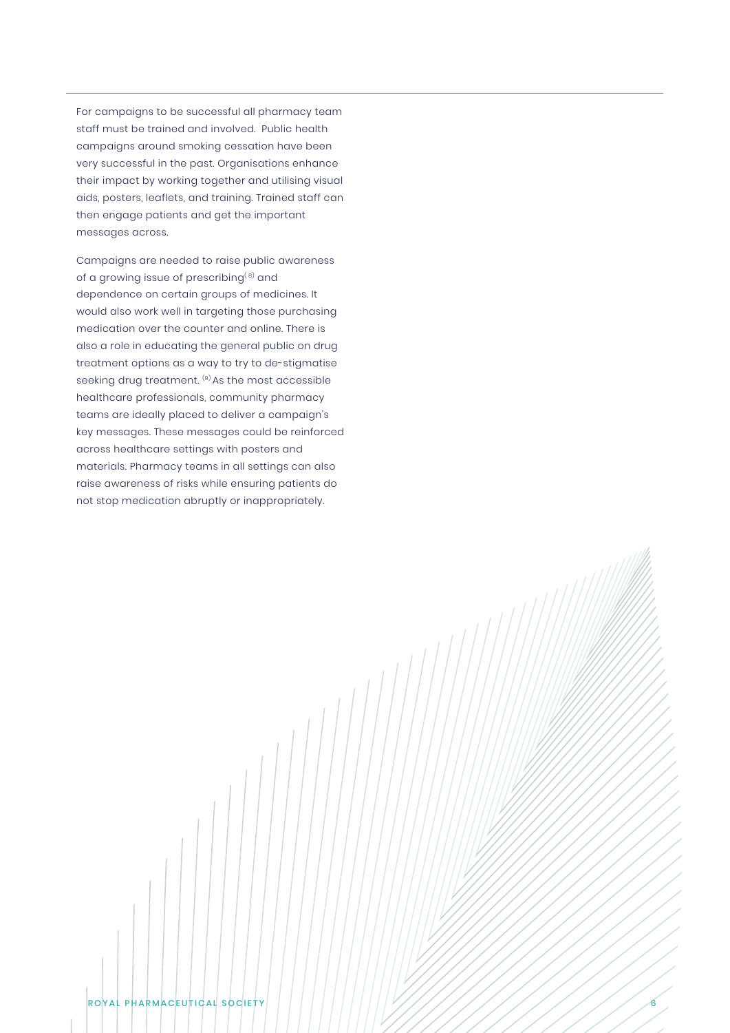For campaigns to be successful all pharmacy team staff must be trained and involved. Public health campaigns around smoking cessation have been very successful in the past. Organisations enhance their impact by working together and utilising visual aids, posters, leaflets, and training. Trained staff can then engage patients and get the important messages across.

Campaigns are needed to raise public awareness of a growing issue of prescribing[8] and dependence on certain groups of medicines. It would also work well in targeting those purchasing medication over the counter and online. There is also a role in educating the general public on drug treatment options as a way to try to de-stigmatise seeking drug treatment. [9] As the most accessible healthcare professionals, community pharmacy teams are ideally placed to deliver a campaign's key messages. These messages could be reinforced across healthcare settings with posters and materials. Pharmacy teams in all settings can also raise awareness of risks while ensuring patients do not stop medication abruptly or inappropriately.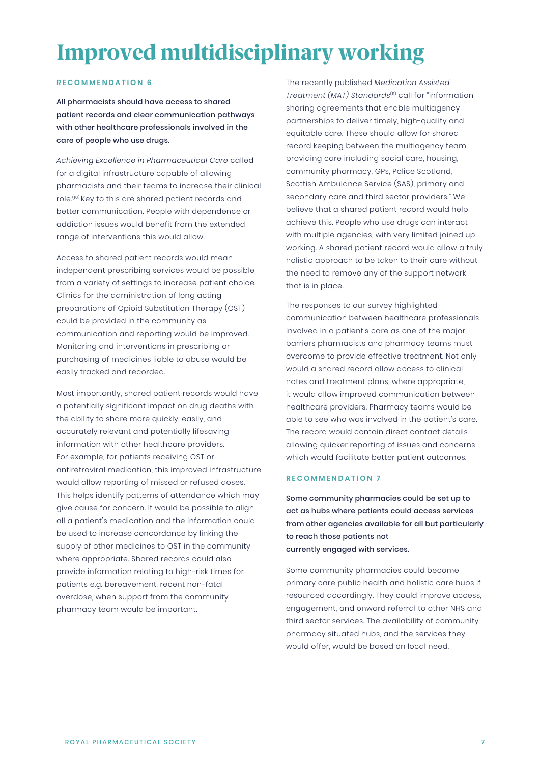# Improved multidisciplinary working

### RECOMMENDATION 6

**All pharmacists should have access to shared patient records and clear communication pathways with other healthcare professionals involved in the care of people who use drugs.**

*Achieving Excellence in Pharmaceutical Care* called for a digital infrastructure capable of allowing pharmacists and their teams to increase their clinical role.[10] Key to this are shared patient records and better communication. People with dependence or addiction issues would benefit from the extended range of interventions this would allow.

Access to shared patient records would mean independent prescribing services would be possible from a variety of settings to increase patient choice. Clinics for the administration of long acting preparations of Opioid Substitution Therapy (OST) could be provided in the community as communication and reporting would be improved. Monitoring and interventions in prescribing or purchasing of medicines liable to abuse would be easily tracked and recorded.

Most importantly, shared patient records would have a potentially significant impact on drug deaths with the ability to share more quickly, easily, and accurately relevant and potentially lifesaving information with other healthcare providers. For example, for patients receiving OST or antiretroviral medication, this improved infrastructure would allow reporting of missed or refused doses. This helps identify patterns of attendance which may give cause for concern. It would be possible to align all a patient's medication and the information could be used to increase concordance by linking the supply of other medicines to OST in the community where appropriate. Shared records could also provide information relating to high-risk times for patients e.g. bereavement, recent non-fatal overdose, when support from the community pharmacy team would be important.

The recently published *Medication Assisted Treatment (MAT) Standards*[11] call for "information sharing agreements that enable multiagency partnerships to deliver timely, high-quality and equitable care. These should allow for shared record keeping between the multiagency team providing care including social care, housing, community pharmacy, GPs, Police Scotland, Scottish Ambulance Service (SAS), primary and secondary care and third sector providers." We believe that a shared patient record would help achieve this. People who use drugs can interact with multiple agencies, with very limited joined up working. A shared patient record would allow a truly holistic approach to be taken to their care without the need to remove any of the support network that is in place.

The responses to our survey highlighted communication between healthcare professionals involved in a patient's care as one of the major barriers pharmacists and pharmacy teams must overcome to provide effective treatment. Not only would a shared record allow access to clinical notes and treatment plans, where appropriate, it would allow improved communication between healthcare providers. Pharmacy teams would be able to see who was involved in the patient's care. The record would contain direct contact details allowing quicker reporting of issues and concerns which would facilitate better patient outcomes.

### RECOMMENDATION 7

**Some community pharmacies could be set up to act as hubs where patients could access services from other agencies available for all but particularly to reach those patients not currently engaged with services.**

Some community pharmacies could become primary care public health and holistic care hubs if resourced accordingly. They could improve access, engagement, and onward referral to other NHS and third sector services. The availability of community pharmacy situated hubs, and the services they would offer, would be based on local need.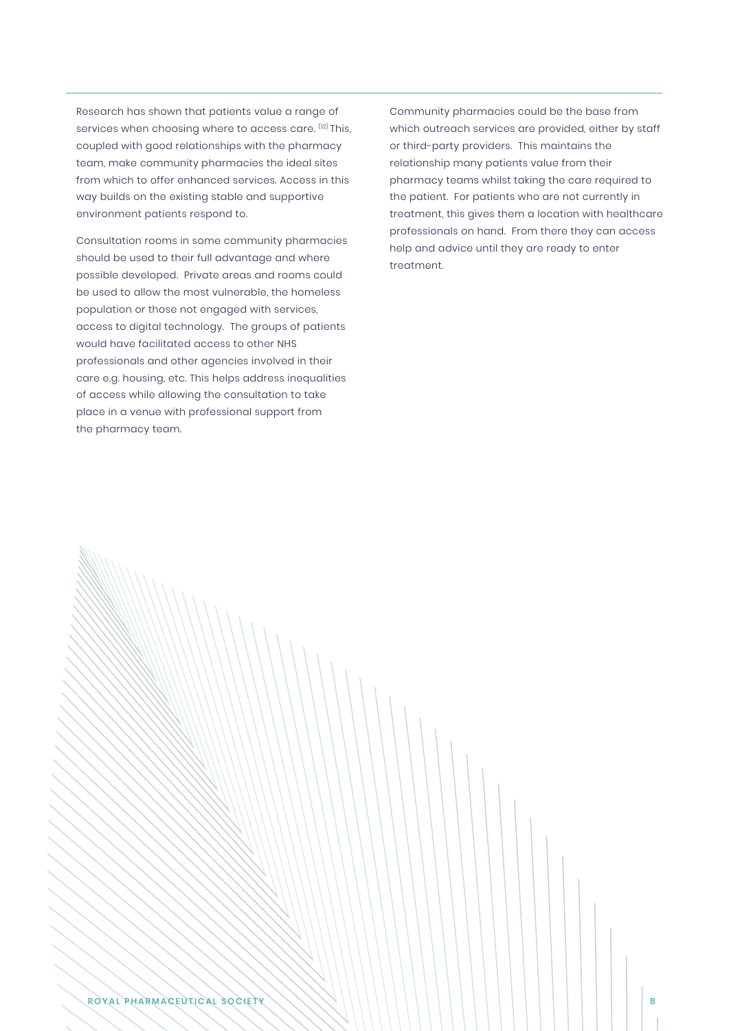Research has shown that patients value a range of services when choosing where to access care. [12] This, coupled with good relationships with the pharmacy team, make community pharmacies the ideal sites from which to offer enhanced services. Access in this way builds on the existing stable and supportive environment patients respond to.

Consultation rooms in some community pharmacies should be used to their full advantage and where possible developed. Private areas and rooms could be used to allow the most vulnerable, the homeless population or those not engaged with services, access to digital technology. The groups of patients would have facilitated access to other NHS professionals and other agencies involved in their care e.g. housing, etc. This helps address inequalities of access while allowing the consultation to take place in a venue with professional support from the pharmacy team.

Community pharmacies could be the base from which outreach services are provided, either by staff or third-party providers. This maintains the relationship many patients value from their pharmacy teams whilst taking the care required to the patient. For patients who are not currently in treatment, this gives them a location with healthcare professionals on hand. From there they can access help and advice until they are ready to enter treatment.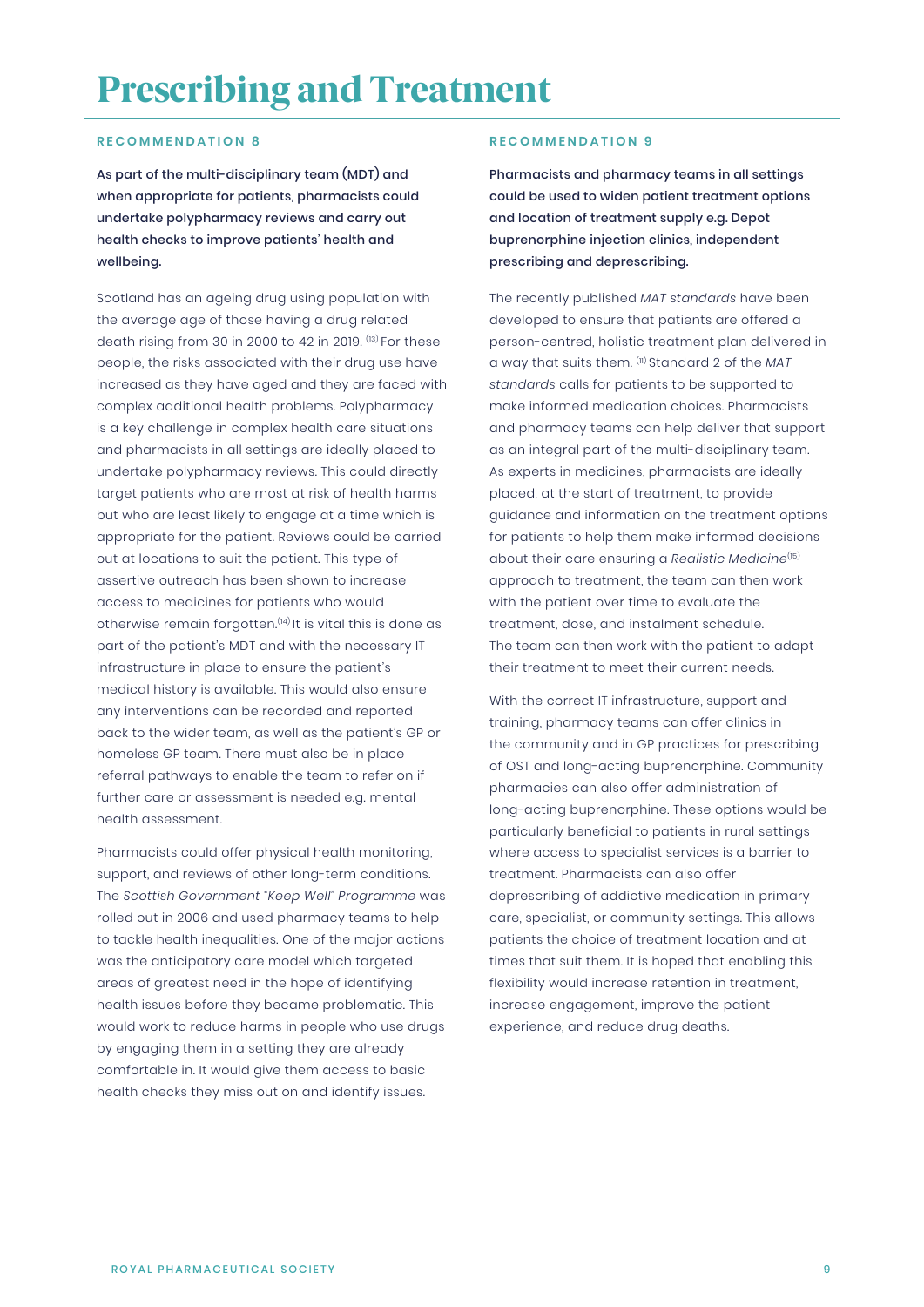# Prescribing and Treatment

## RECOMMENDATION 8

**As part of the multi-disciplinary team (MDT) and when appropriate for patients, pharmacists could undertake polypharmacy reviews and carry out health checks to improve patients' health and wellbeing.**

Scotland has an ageing drug using population with the average age of those having a drug related death rising from 30 in 2000 to 42 in 2019. [13] For these people, the risks associated with their drug use have increased as they have aged and they are faced with complex additional health problems. Polypharmacy is a key challenge in complex health care situations and pharmacists in all settings are ideally placed to undertake polypharmacy reviews. This could directly target patients who are most at risk of health harms but who are least likely to engage at a time which is appropriate for the patient. Reviews could be carried out at locations to suit the patient. This type of assertive outreach has been shown to increase access to medicines for patients who would otherwise remain forgotten.[14] It is vital this is done as part of the patient's MDT and with the necessary IT infrastructure in place to ensure the patient's medical history is available. This would also ensure any interventions can be recorded and reported back to the wider team, as well as the patient's GP or homeless GP team. There must also be in place referral pathways to enable the team to refer on if further care or assessment is needed e.g. mental health assessment.

Pharmacists could offer physical health monitoring, support, and reviews of other long-term conditions. The *Scottish Government "Keep Well" Programme* was rolled out in 2006 and used pharmacy teams to help to tackle health inequalities. One of the major actions was the anticipatory care model which targeted areas of greatest need in the hope of identifying health issues before they became problematic. This would work to reduce harms in people who use drugs by engaging them in a setting they are already comfortable in. It would give them access to basic health checks they miss out on and identify issues.

## RECOMMENDATION 9

**Pharmacists and pharmacy teams in all settings could be used to widen patient treatment options and location of treatment supply e.g. Depot buprenorphine injection clinics, independent prescribing and deprescribing.**

The recently published *MAT standards* have been developed to ensure that patients are offered a person-centred, holistic treatment plan delivered in a way that suits them. [11] Standard 2 of the *MAT standards* calls for patients to be supported to make informed medication choices. Pharmacists and pharmacy teams can help deliver that support as an integral part of the multi-disciplinary team. As experts in medicines, pharmacists are ideally placed, at the start of treatment, to provide guidance and information on the treatment options for patients to help them make informed decisions about their care ensuring a *Realistic Medicine*[15] approach to treatment, the team can then work with the patient over time to evaluate the treatment, dose, and instalment schedule. The team can then work with the patient to adapt their treatment to meet their current needs.

With the correct IT infrastructure, support and training, pharmacy teams can offer clinics in the community and in GP practices for prescribing of OST and long-acting buprenorphine. Community pharmacies can also offer administration of long-acting buprenorphine. These options would be particularly beneficial to patients in rural settings where access to specialist services is a barrier to treatment. Pharmacists can also offer deprescribing of addictive medication in primary care, specialist, or community settings. This allows patients the choice of treatment location and at times that suit them. It is hoped that enabling this flexibility would increase retention in treatment, increase engagement, improve the patient experience, and reduce drug deaths.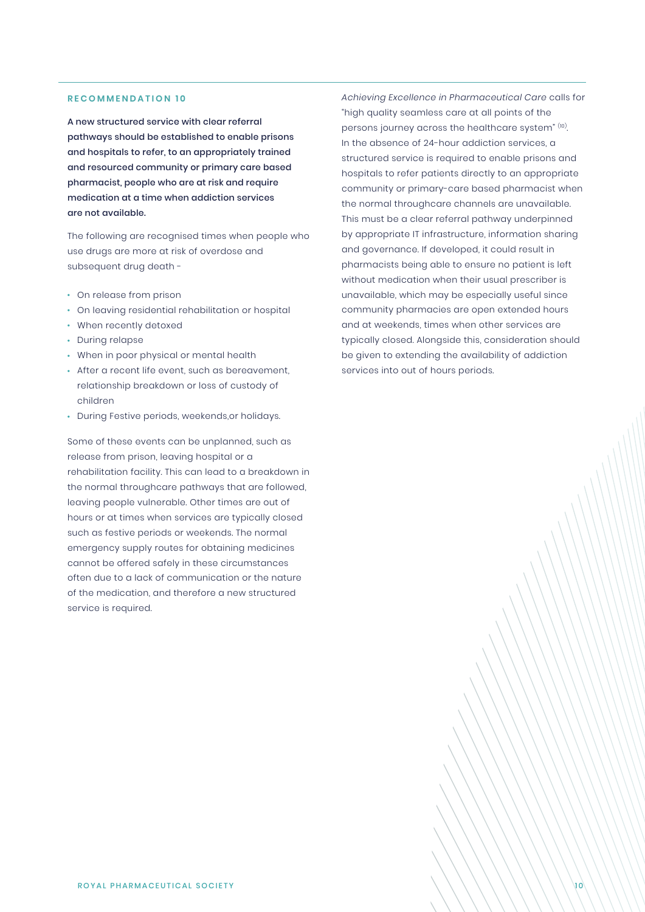## RECOMMENDATION 10

**A new structured service with clear referral pathways should be established to enable prisons and hospitals to refer, to an appropriately trained and resourced community or primary care based pharmacist, people who are at risk and require medication at a time when addiction services are not available.**

The following are recognised times when people who use drugs are more at risk of overdose and subsequent drug death -

- On release from prison
- On leaving residential rehabilitation or hospital
- When recently detoxed
- During relapse
- When in poor physical or mental health
- After a recent life event, such as bereavement, relationship breakdown or loss of custody of children
- During Festive periods, weekends,or holidays.

Some of these events can be unplanned, such as release from prison, leaving hospital or a rehabilitation facility. This can lead to a breakdown in the normal throughcare pathways that are followed, leaving people vulnerable. Other times are out of hours or at times when services are typically closed such as festive periods or weekends. The normal emergency supply routes for obtaining medicines cannot be offered safely in these circumstances often due to a lack of communication or the nature of the medication, and therefore a new structured service is required.

*Achieving Excellence in Pharmaceutical Care* calls for "high quality seamless care at all points of the persons journey across the healthcare system" [10]. In the absence of 24-hour addiction services, a structured service is required to enable prisons and hospitals to refer patients directly to an appropriate community or primary-care based pharmacist when the normal throughcare channels are unavailable. This must be a clear referral pathway underpinned by appropriate IT infrastructure, information sharing and governance. If developed, it could result in pharmacists being able to ensure no patient is left without medication when their usual prescriber is unavailable, which may be especially useful since community pharmacies are open extended hours and at weekends, times when other services are typically closed. Alongside this, consideration should be given to extending the availability of addiction services into out of hours periods.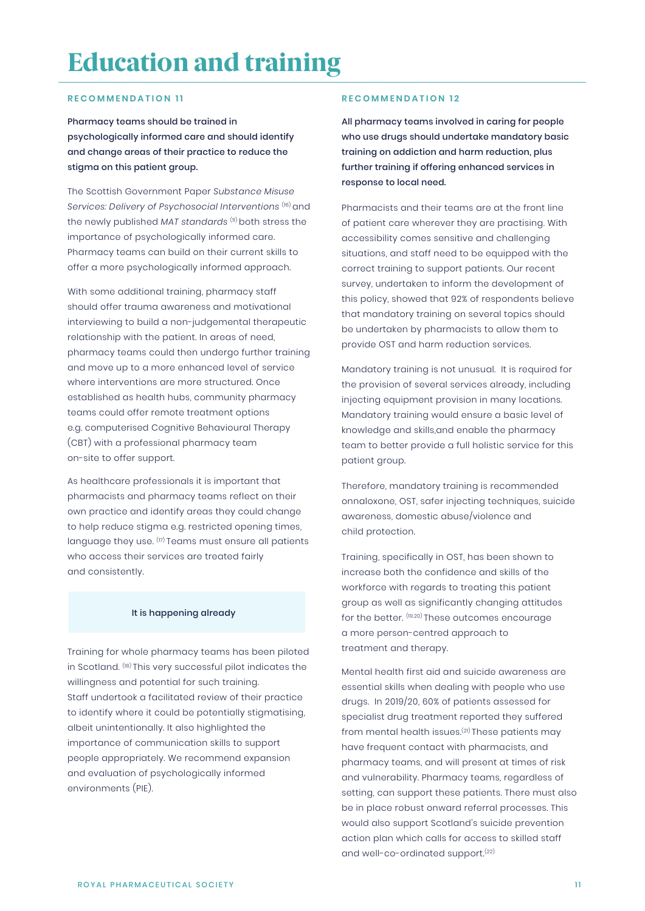# Education and training

## RECOMMENDATION 11

**Pharmacy teams should be trained in psychologically informed care and should identify and change areas of their practice to reduce the stigma on this patient group.**

The Scottish Government Paper *Substance Misuse Services: Delivery of Psychosocial Interventions* [16] and the newly published *MAT standards* [11] both stress the importance of psychologically informed care. Pharmacy teams can build on their current skills to offer a more psychologically informed approach.

With some additional training, pharmacy staff should offer trauma awareness and motivational interviewing to build a non-judgemental therapeutic relationship with the patient. In areas of need, pharmacy teams could then undergo further training and move up to a more enhanced level of service where interventions are more structured. Once established as health hubs, community pharmacy teams could offer remote treatment options e.g. computerised Cognitive Behavioural Therapy (CBT) with a professional pharmacy team on-site to offer support.

As healthcare professionals it is important that pharmacists and pharmacy teams reflect on their own practice and identify areas they could change to help reduce stigma e.g. restricted opening times, language they use. [17] Teams must ensure all patients who access their services are treated fairly and consistently.

**It is happening already**

Training for whole pharmacy teams has been piloted in Scotland. [18] This very successful pilot indicates the willingness and potential for such training. Staff undertook a facilitated review of their practice to identify where it could be potentially stigmatising, albeit unintentionally. It also highlighted the importance of communication skills to support people appropriately. We recommend expansion and evaluation of psychologically informed environments (PIE).

## RECOMMENDATION 12

**All pharmacy teams involved in caring for people who use drugs should undertake mandatory basic training on addiction and harm reduction, plus further training if offering enhanced services in response to local need.**

Pharmacists and their teams are at the front line of patient care wherever they are practising. With accessibility comes sensitive and challenging situations, and staff need to be equipped with the correct training to support patients. Our recent survey, undertaken to inform the development of this policy, showed that 92% of respondents believe that mandatory training on several topics should be undertaken by pharmacists to allow them to provide OST and harm reduction services.

Mandatory training is not unusual. It is required for the provision of several services already, including injecting equipment provision in many locations. Mandatory training would ensure a basic level of knowledge and skills,and enable the pharmacy team to better provide a full holistic service for this patient group.

Therefore, mandatory training is recommended onnaloxone, OST, safer injecting techniques, suicide awareness, domestic abuse/violence and child protection.

Training, specifically in OST, has been shown to increase both the confidence and skills of the workforce with regards to treating this patient group as well as significantly changing attitudes for the better. [19,20] These outcomes encourage a more person-centred approach to treatment and therapy.

Mental health first aid and suicide awareness are essential skills when dealing with people who use drugs. In 2019/20, 60% of patients assessed for specialist drug treatment reported they suffered from mental health issues.[21] These patients may have frequent contact with pharmacists, and pharmacy teams, and will present at times of risk and vulnerability. Pharmacy teams, regardless of setting, can support these patients. There must also be in place robust onward referral processes. This would also support Scotland's suicide prevention action plan which calls for access to skilled staff and well-co-ordinated support.[22]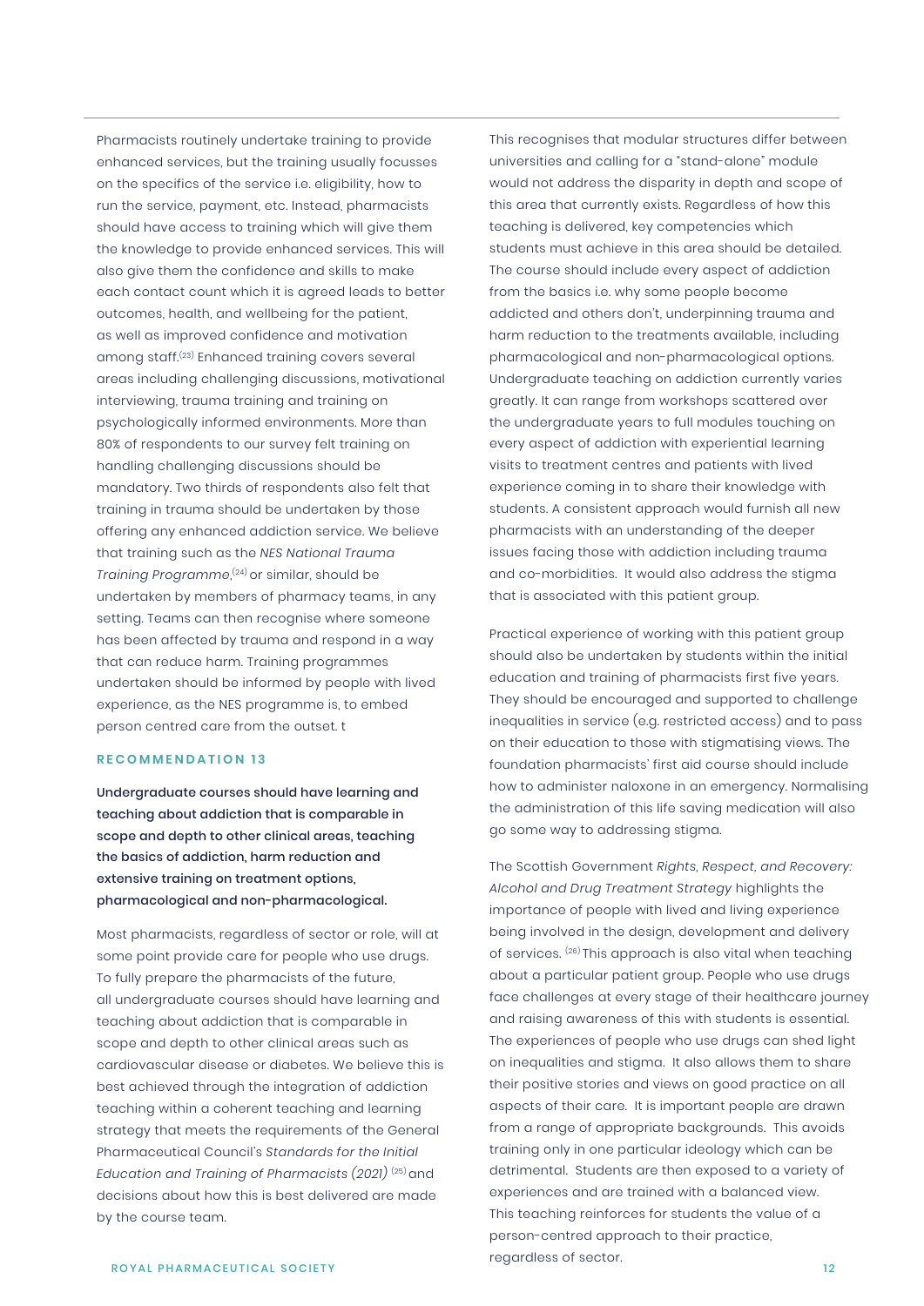Pharmacists routinely undertake training to provide enhanced services, but the training usually focusses on the specifics of the service i.e. eligibility, how to run the service, payment, etc. Instead, pharmacists should have access to training which will give them the knowledge to provide enhanced services. This will also give them the confidence and skills to make each contact count which it is agreed leads to better outcomes, health, and wellbeing for the patient, as well as improved confidence and motivation among staff.[23] Enhanced training covers several areas including challenging discussions, motivational interviewing, trauma training and training on psychologically informed environments. More than 80% of respondents to our survey felt training on handling challenging discussions should be mandatory. Two thirds of respondents also felt that training in trauma should be undertaken by those offering any enhanced addiction service. We believe that training such as the *NES National Trauma Training Programme*,[24] or similar, should be undertaken by members of pharmacy teams, in any setting. Teams can then recognise where someone has been affected by trauma and respond in a way that can reduce harm. Training programmes undertaken should be informed by people with lived experience, as the NES programme is, to embed person centred care from the outset. t

### RECOMMENDATION 13

**Undergraduate courses should have learning and teaching about addiction that is comparable in scope and depth to other clinical areas, teaching the basics of addiction, harm reduction and extensive training on treatment options, pharmacological and non-pharmacological.**

Most pharmacists, regardless of sector or role, will at some point provide care for people who use drugs. To fully prepare the pharmacists of the future, all undergraduate courses should have learning and teaching about addiction that is comparable in scope and depth to other clinical areas such as cardiovascular disease or diabetes. We believe this is best achieved through the integration of addiction teaching within a coherent teaching and learning strategy that meets the requirements of the General Pharmaceutical Council's *Standards for the Initial Education and Training of Pharmacists (2021)* [25] and decisions about how this is best delivered are made by the course team.

This recognises that modular structures differ between universities and calling for a "stand-alone" module would not address the disparity in depth and scope of this area that currently exists. Regardless of how this teaching is delivered, key competencies which students must achieve in this area should be detailed. The course should include every aspect of addiction from the basics i.e. why some people become addicted and others don't, underpinning trauma and harm reduction to the treatments available, including pharmacological and non-pharmacological options. Undergraduate teaching on addiction currently varies greatly. It can range from workshops scattered over the undergraduate years to full modules touching on every aspect of addiction with experiential learning visits to treatment centres and patients with lived experience coming in to share their knowledge with students. A consistent approach would furnish all new pharmacists with an understanding of the deeper issues facing those with addiction including trauma and co-morbidities. It would also address the stigma that is associated with this patient group.

Practical experience of working with this patient group should also be undertaken by students within the initial education and training of pharmacists first five years. They should be encouraged and supported to challenge inequalities in service (e.g. restricted access) and to pass on their education to those with stigmatising views. The foundation pharmacists' first aid course should include how to administer naloxone in an emergency. Normalising the administration of this life saving medication will also go some way to addressing stigma.

The Scottish Government *Rights, Respect, and Recovery: Alcohol and Drug Treatment Strategy* highlights the importance of people with lived and living experience being involved in the design, development and delivery of services. [26] This approach is also vital when teaching about a particular patient group. People who use drugs face challenges at every stage of their healthcare journey and raising awareness of this with students is essential. The experiences of people who use drugs can shed light on inequalities and stigma. It also allows them to share their positive stories and views on good practice on all aspects of their care. It is important people are drawn from a range of appropriate backgrounds. This avoids training only in one particular ideology which can be detrimental. Students are then exposed to a variety of experiences and are trained with a balanced view. This teaching reinforces for students the value of a person-centred approach to their practice, regardless of sector.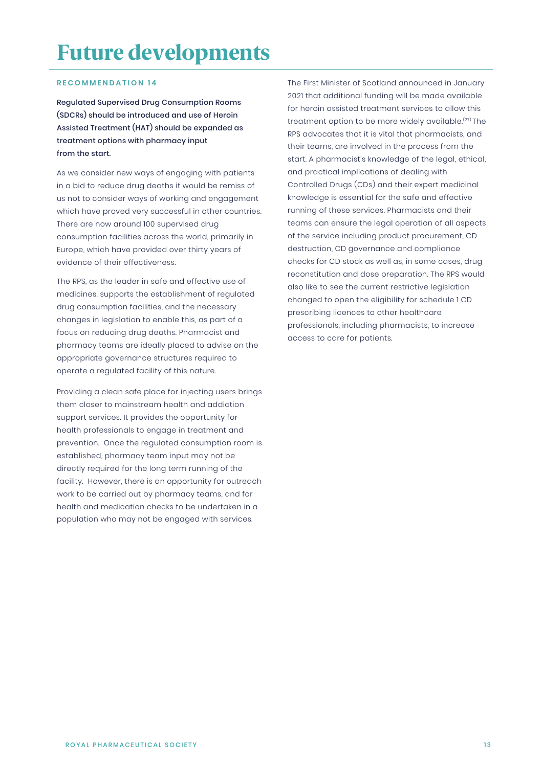# Future developments

RECOMMENDATION 14

**Regulated Supervised Drug Consumption Rooms (SDCRs) should be introduced and use of Heroin Assisted Treatment (HAT) should be expanded as treatment options with pharmacy input from the start.**

As we consider new ways of engaging with patients in a bid to reduce drug deaths it would be remiss of us not to consider ways of working and engagement which have proved very successful in other countries. There are now around 100 supervised drug consumption facilities across the world, primarily in Europe, which have provided over thirty years of evidence of their effectiveness.

The RPS, as the leader in safe and effective use of medicines, supports the establishment of regulated drug consumption facilities, and the necessary changes in legislation to enable this, as part of a focus on reducing drug deaths. Pharmacist and pharmacy teams are ideally placed to advise on the appropriate governance structures required to operate a regulated facility of this nature.

Providing a clean safe place for injecting users brings them closer to mainstream health and addiction support services. It provides the opportunity for health professionals to engage in treatment and prevention. Once the regulated consumption room is established, pharmacy team input may not be directly required for the long term running of the facility. However, there is an opportunity for outreach work to be carried out by pharmacy teams, and for health and medication checks to be undertaken in a population who may not be engaged with services.

The First Minister of Scotland announced in January 2021 that additional funding will be made available for heroin assisted treatment services to allow this treatment option to be more widely available.[27] The RPS advocates that it is vital that pharmacists, and their teams, are involved in the process from the start. A pharmacist's knowledge of the legal, ethical, and practical implications of dealing with Controlled Drugs (CDs) and their expert medicinal knowledge is essential for the safe and effective running of these services. Pharmacists and their teams can ensure the legal operation of all aspects of the service including product procurement, CD destruction, CD governance and compliance checks for CD stock as well as, in some cases, drug reconstitution and dose preparation. The RPS would also like to see the current restrictive legislation changed to open the eligibility for schedule 1 CD prescribing licences to other healthcare professionals, including pharmacists, to increase access to care for patients.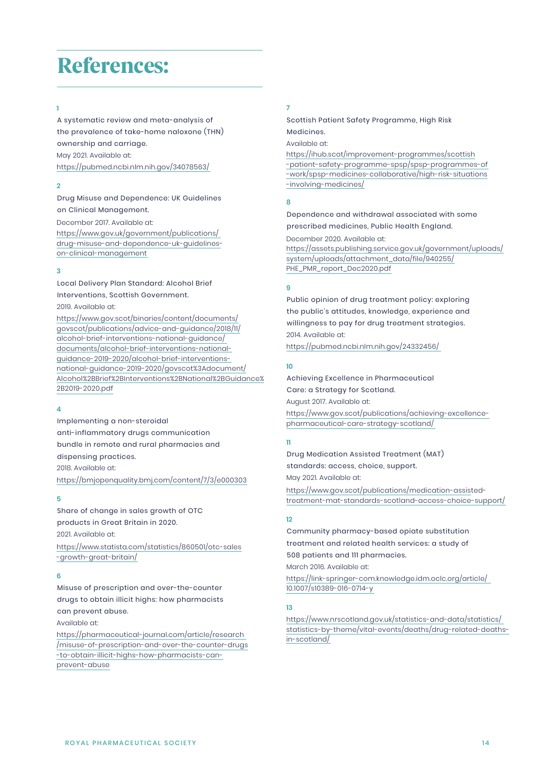# References:

1
A systematic review and meta-analysis of the prevalence of take-home naloxone (THN) ownership and carriage.
May 2021. Available at:
https://pubmed.ncbi.nlm.nih.gov/34078563/

2
Drug Misuse and Dependence: UK Guidelines on Clinical Management.
December 2017. Available at:
https://www.gov.uk/government/publications/drug-misuse-and-dependence-uk-guidelines-on-clinical-management

3
Local Delivery Plan Standard: Alcohol Brief Interventions, Scottish Government.
2019. Available at:
https://www.gov.scot/binaries/content/documents/govscot/publications/advice-and-guidance/2018/11/alcohol-brief-interventions-national-guidance/documents/alcohol-brief-interventions-national-guidance-2019-2020/alcohol-brief-interventions-national-guidance-2019-2020/govscot%3Adocument/Alcohol%2BBrief%2BInterventions%2BNational%2BGuidance%2B2019-2020.pdf

4
Implementing a non-steroidal anti-inflammatory drugs communication bundle in remote and rural pharmacies and dispensing practices.
2018. Available at:
https://bmjopenquality.bmj.com/content/7/3/e000303

5
Share of change in sales growth of OTC products in Great Britain in 2020.
2021. Available at:
https://www.statista.com/statistics/860501/otc-sales-growth-great-britain/

6
Misuse of prescription and over-the-counter drugs to obtain illicit highs: how pharmacists can prevent abuse.
Available at:
https://pharmaceutical-journal.com/article/research/misuse-of-prescription-and-over-the-counter-drugs-to-obtain-illicit-highs-how-pharmacists-can-prevent-abuse

7
Scottish Patient Safety Programme, High Risk Medicines.
Available at:
https://ihub.scot/improvement-programmes/scottish-patient-safety-programme-spsp/spsp-programmes-of-work/spsp-medicines-collaborative/high-risk-situations-involving-medicines/

8
Dependence and withdrawal associated with some prescribed medicines, Public Health England.
December 2020. Available at:
https://assets.publishing.service.gov.uk/government/uploads/system/uploads/attachment_data/file/940255/PHE_PMR_report_Dec2020.pdf

9
Public opinion of drug treatment policy: exploring the public's attitudes, knowledge, experience and willingness to pay for drug treatment strategies.
2014. Available at:
https://pubmed.ncbi.nlm.nih.gov/24332456/

10
Achieving Excellence in Pharmaceutical Care: a Strategy for Scotland.
August 2017. Available at:
https://www.gov.scot/publications/achieving-excellence-pharmaceutical-care-strategy-scotland/

11
Drug Medication Assisted Treatment (MAT) standards: access, choice, support.
May 2021. Available at:
https://www.gov.scot/publications/medication-assisted-treatment-mat-standards-scotland-access-choice-support/

12
Community pharmacy-based opiate substitution treatment and related health services: a study of 508 patients and 111 pharmacies.
March 2016. Available at:
https://link-springer-com.knowledge.idm.oclc.org/article/10.1007/s10389-016-0714-y

13
https://www.nrscotland.gov.uk/statistics-and-data/statistics/statistics-by-theme/vital-events/deaths/drug-related-deaths-in-scotland/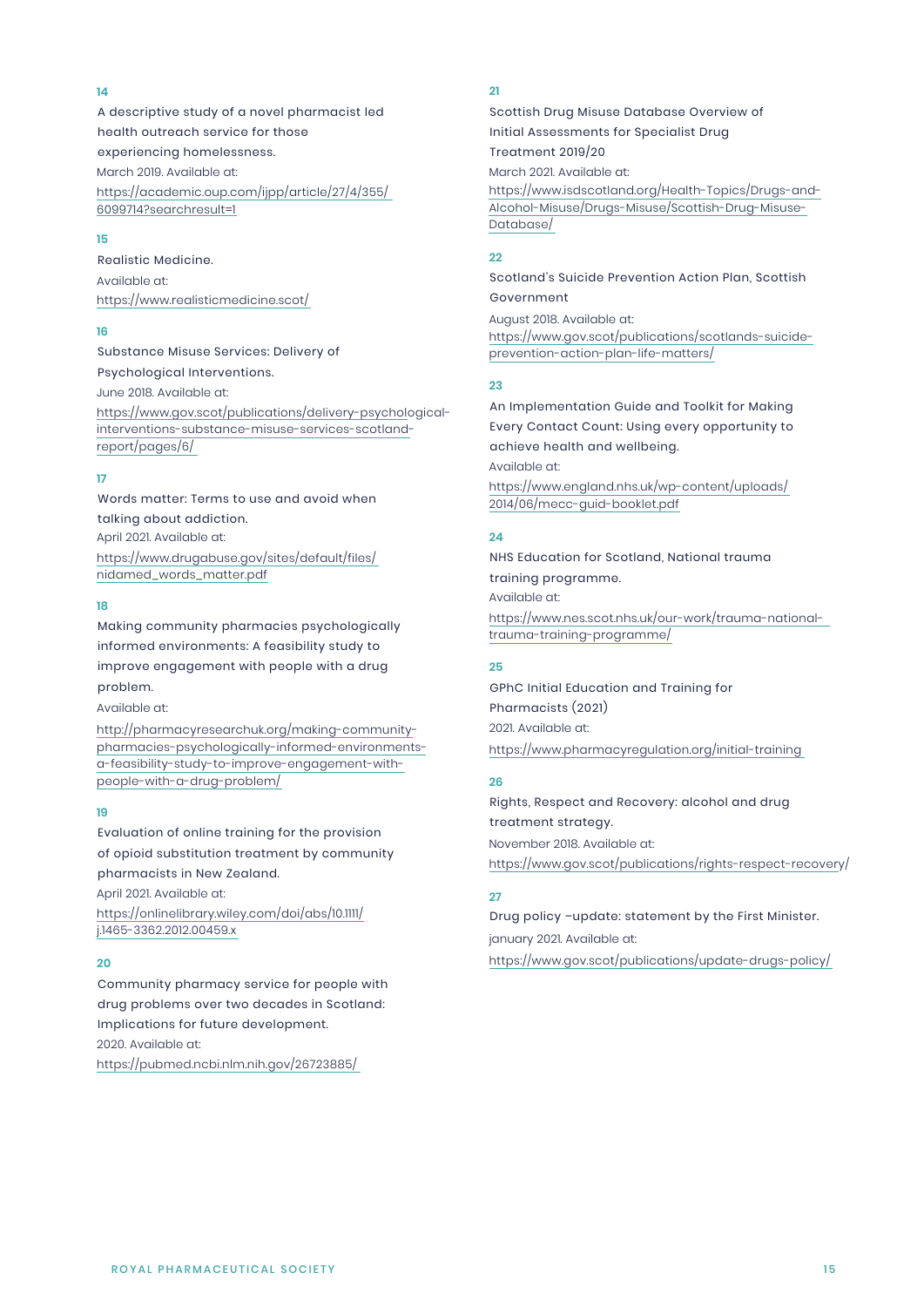**14**

A descriptive study of a novel pharmacist led health outreach service for those experiencing homelessness.

March 2019. Available at:

https://academic.oup.com/ijpp/article/27/4/355/6099714?searchresult=1

**15**

Realistic Medicine.

Available at:

https://www.realisticmedicine.scot/

**16**

Substance Misuse Services: Delivery of Psychological Interventions.

June 2018. Available at:

https://www.gov.scot/publications/delivery-psychological-interventions-substance-misuse-services-scotland-report/pages/6/

**17**

Words matter: Terms to use and avoid when talking about addiction.

April 2021. Available at:

https://www.drugabuse.gov/sites/default/files/nidamed_words_matter.pdf

**18**

Making community pharmacies psychologically informed environments: A feasibility study to improve engagement with people with a drug problem.

Available at:

http://pharmacyresearchuk.org/making-community-pharmacies-psychologically-informed-environments-a-feasibility-study-to-improve-engagement-with-people-with-a-drug-problem/

**19**

Evaluation of online training for the provision of opioid substitution treatment by community pharmacists in New Zealand.

April 2021. Available at:

https://onlinelibrary.wiley.com/doi/abs/10.1111/j.1465-3362.2012.00459.x

**20**

Community pharmacy service for people with drug problems over two decades in Scotland: Implications for future development.

2020. Available at:

https://pubmed.ncbi.nlm.nih.gov/26723885/

**21**

Scottish Drug Misuse Database Overview of Initial Assessments for Specialist Drug Treatment 2019/20

March 2021. Available at:

https://www.isdscotland.org/Health-Topics/Drugs-and-Alcohol-Misuse/Drugs-Misuse/Scottish-Drug-Misuse-Database/

**22**

Scotland's Suicide Prevention Action Plan, Scottish Government

August 2018. Available at:

https://www.gov.scot/publications/scotlands-suicide-prevention-action-plan-life-matters/

**23**

An Implementation Guide and Toolkit for Making Every Contact Count: Using every opportunity to achieve health and wellbeing.

Available at:

https://www.england.nhs.uk/wp-content/uploads/2014/06/mecc-guid-booklet.pdf

**24**

NHS Education for Scotland, National trauma training programme.

Available at:

https://www.nes.scot.nhs.uk/our-work/trauma-national-trauma-training-programme/

**25**

GPhC Initial Education and Training for Pharmacists (2021)

2021. Available at:

https://www.pharmacyregulation.org/initial-training

**26**

Rights, Respect and Recovery: alcohol and drug treatment strategy.

November 2018. Available at:

https://www.gov.scot/publications/rights-respect-recovery/

**27**

Drug policy –update: statement by the First Minister.

january 2021. Available at:

https://www.gov.scot/publications/update-drugs-policy/